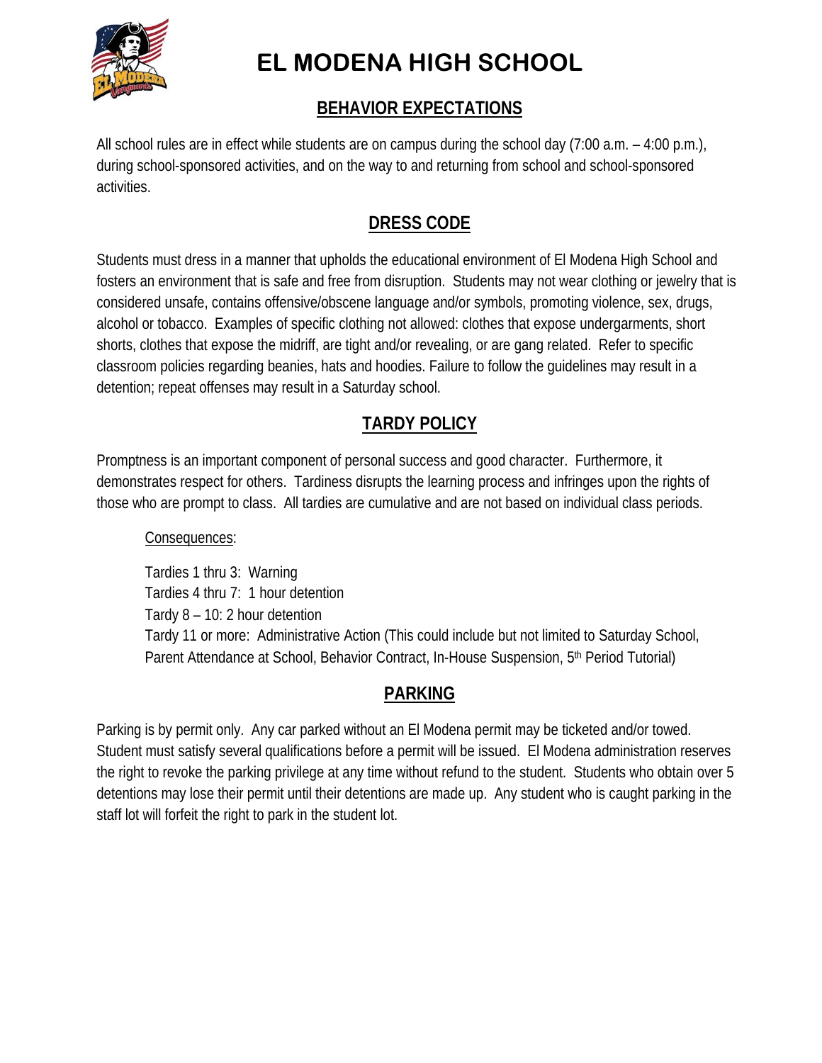# EL MODENA HIGH SCHOOL

## BEHAVIOR EXPECTATIONS

All school rules are in effect while students are on campus during the school day (7:00 a.m. – 4:00 p.m.), during school-sponsored activities, and on the way to and returning from school and school-sponsored activities.

## DRESS CODE

Students must dress in a manner that upholds the educational environment of El Modena High School and fosters an environment that is safe and free from disruption. Students may not wear clothing or jewelry that is considered unsafe, contains offensive/obscene language and/or symbols, promoting violence, sex, drugs, alcohol or tobacco. Examples of specific clothing not allowed: clothes that expose undergarments, short shorts, clothes that expose the midriff, are tight and/or revealing, or are gang related. Refer to specific classroom policies regarding beanies, hats and hoodies. Failure to follow the guidelines may result in a detention; repeat offenses may result in a Saturday school.

## TARDY POLICY

Promptness is an important component of personal success and good character. Furthermore, it demonstrates respect for others. Tardiness disrupts the learning process and infringes upon the rights of those who are prompt to class. All tardies are cumulative and are not based on individual class periods.

Consequences:

Tardies 1 thru 3: Warning
Tardies 4 thru 7: 1 hour detention
Tardy 8 – 10: 2 hour detention
Tardy 11 or more: Administrative Action (This could include but not limited to Saturday School, Parent Attendance at School, Behavior Contract, In-House Suspension, 5th Period Tutorial)

## PARKING

Parking is by permit only. Any car parked without an El Modena permit may be ticketed and/or towed. Student must satisfy several qualifications before a permit will be issued. El Modena administration reserves the right to revoke the parking privilege at any time without refund to the student. Students who obtain over 5 detentions may lose their permit until their detentions are made up. Any student who is caught parking in the staff lot will forfeit the right to park in the student lot.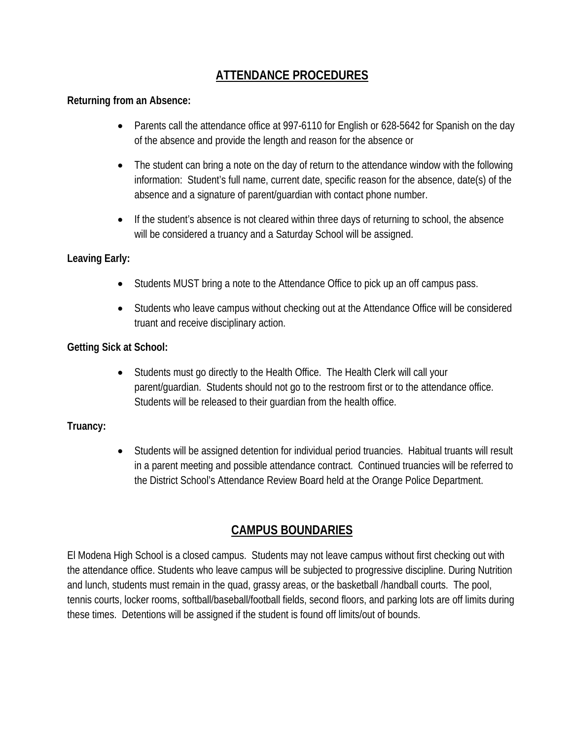## ATTENDANCE PROCEDURES

**Returning from an Absence:**

- Parents call the attendance office at 997-6110 for English or 628-5642 for Spanish on the day of the absence and provide the length and reason for the absence or
- The student can bring a note on the day of return to the attendance window with the following information: Student's full name, current date, specific reason for the absence, date(s) of the absence and a signature of parent/guardian with contact phone number.
- If the student's absence is not cleared within three days of returning to school, the absence will be considered a truancy and a Saturday School will be assigned.

**Leaving Early:**

- Students MUST bring a note to the Attendance Office to pick up an off campus pass.
- Students who leave campus without checking out at the Attendance Office will be considered truant and receive disciplinary action.

**Getting Sick at School:**

- Students must go directly to the Health Office. The Health Clerk will call your parent/guardian. Students should not go to the restroom first or to the attendance office. Students will be released to their guardian from the health office.

**Truancy:**

- Students will be assigned detention for individual period truancies. Habitual truants will result in a parent meeting and possible attendance contract. Continued truancies will be referred to the District School's Attendance Review Board held at the Orange Police Department.

## CAMPUS BOUNDARIES

El Modena High School is a closed campus. Students may not leave campus without first checking out with the attendance office. Students who leave campus will be subjected to progressive discipline. During Nutrition and lunch, students must remain in the quad, grassy areas, or the basketball /handball courts. The pool, tennis courts, locker rooms, softball/baseball/football fields, second floors, and parking lots are off limits during these times. Detentions will be assigned if the student is found off limits/out of bounds.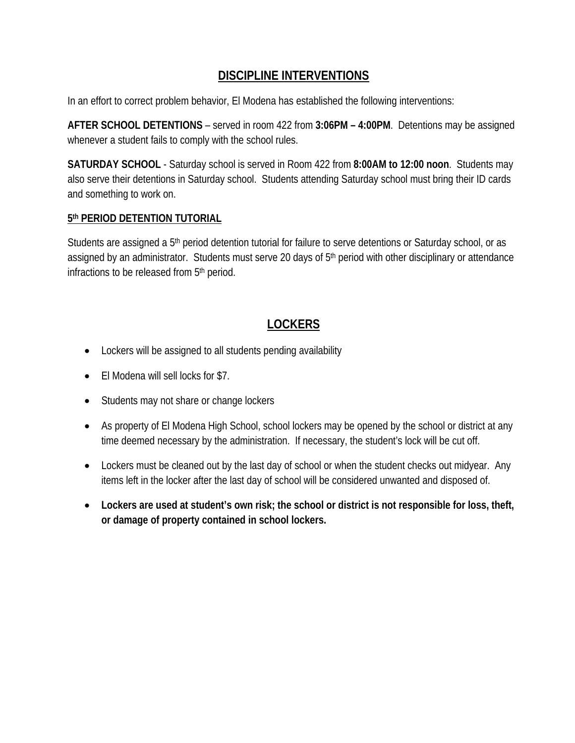## DISCIPLINE INTERVENTIONS

In an effort to correct problem behavior, El Modena has established the following interventions:

**AFTER SCHOOL DETENTIONS** – served in room 422 from **3:06PM – 4:00PM**. Detentions may be assigned whenever a student fails to comply with the school rules.

**SATURDAY SCHOOL** - Saturday school is served in Room 422 from **8:00AM to 12:00 noon**. Students may also serve their detentions in Saturday school. Students attending Saturday school must bring their ID cards and something to work on.

### 5th PERIOD DETENTION TUTORIAL

Students are assigned a 5th period detention tutorial for failure to serve detentions or Saturday school, or as assigned by an administrator. Students must serve 20 days of 5th period with other disciplinary or attendance infractions to be released from 5th period.

## LOCKERS

- Lockers will be assigned to all students pending availability
- El Modena will sell locks for $7.
- Students may not share or change lockers
- As property of El Modena High School, school lockers may be opened by the school or district at any time deemed necessary by the administration. If necessary, the student's lock will be cut off.
- Lockers must be cleaned out by the last day of school or when the student checks out midyear. Any items left in the locker after the last day of school will be considered unwanted and disposed of.
- **Lockers are used at student's own risk; the school or district is not responsible for loss, theft, or damage of property contained in school lockers.**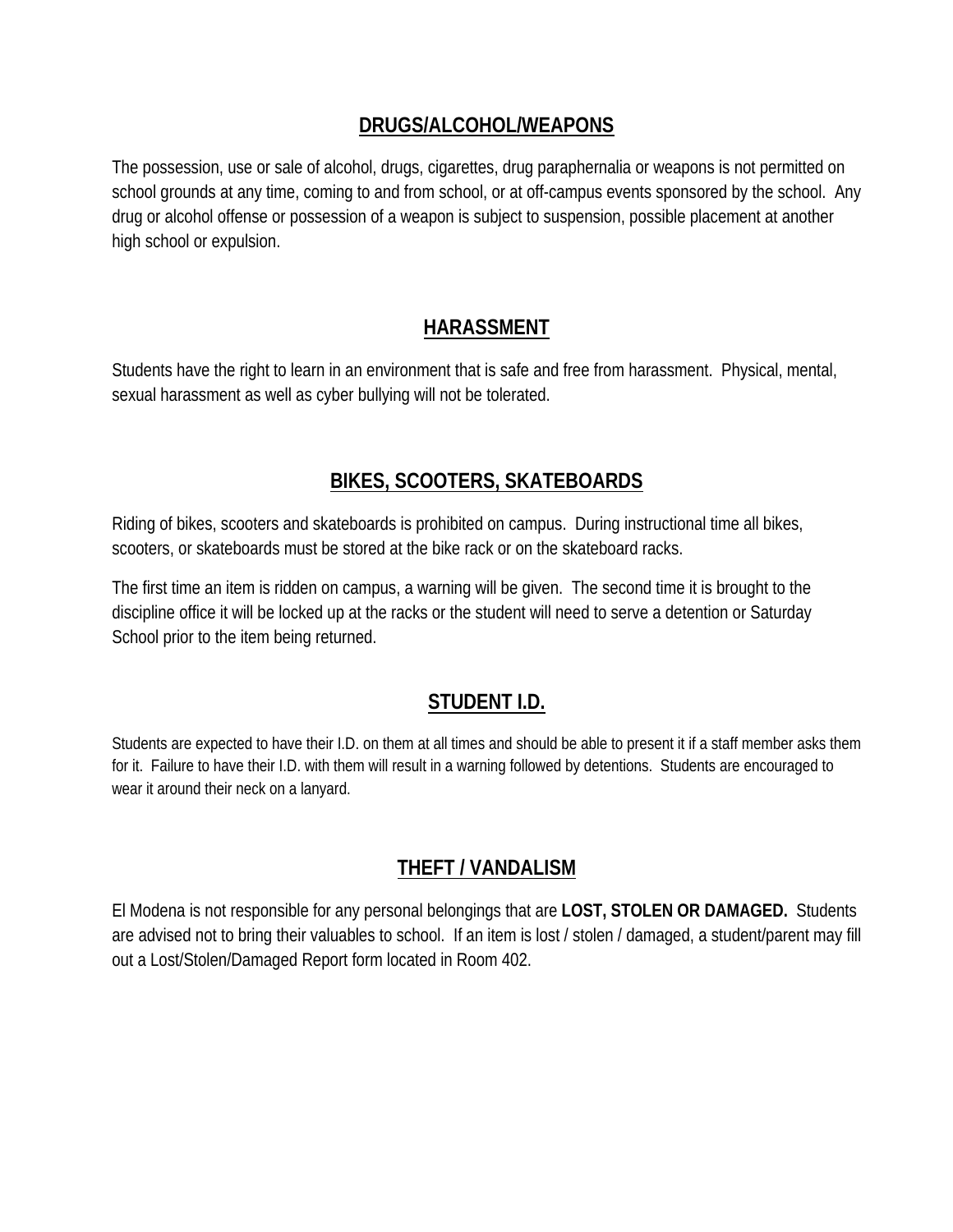## DRUGS/ALCOHOL/WEAPONS

The possession, use or sale of alcohol, drugs, cigarettes, drug paraphernalia or weapons is not permitted on school grounds at any time, coming to and from school, or at off-campus events sponsored by the school. Any drug or alcohol offense or possession of a weapon is subject to suspension, possible placement at another high school or expulsion.

## HARASSMENT

Students have the right to learn in an environment that is safe and free from harassment. Physical, mental, sexual harassment as well as cyber bullying will not be tolerated.

## BIKES, SCOOTERS, SKATEBOARDS

Riding of bikes, scooters and skateboards is prohibited on campus. During instructional time all bikes, scooters, or skateboards must be stored at the bike rack or on the skateboard racks.

The first time an item is ridden on campus, a warning will be given. The second time it is brought to the discipline office it will be locked up at the racks or the student will need to serve a detention or Saturday School prior to the item being returned.

## STUDENT I.D.

Students are expected to have their I.D. on them at all times and should be able to present it if a staff member asks them for it. Failure to have their I.D. with them will result in a warning followed by detentions. Students are encouraged to wear it around their neck on a lanyard.

## THEFT / VANDALISM

El Modena is not responsible for any personal belongings that are **LOST, STOLEN OR DAMAGED.** Students are advised not to bring their valuables to school. If an item is lost / stolen / damaged, a student/parent may fill out a Lost/Stolen/Damaged Report form located in Room 402.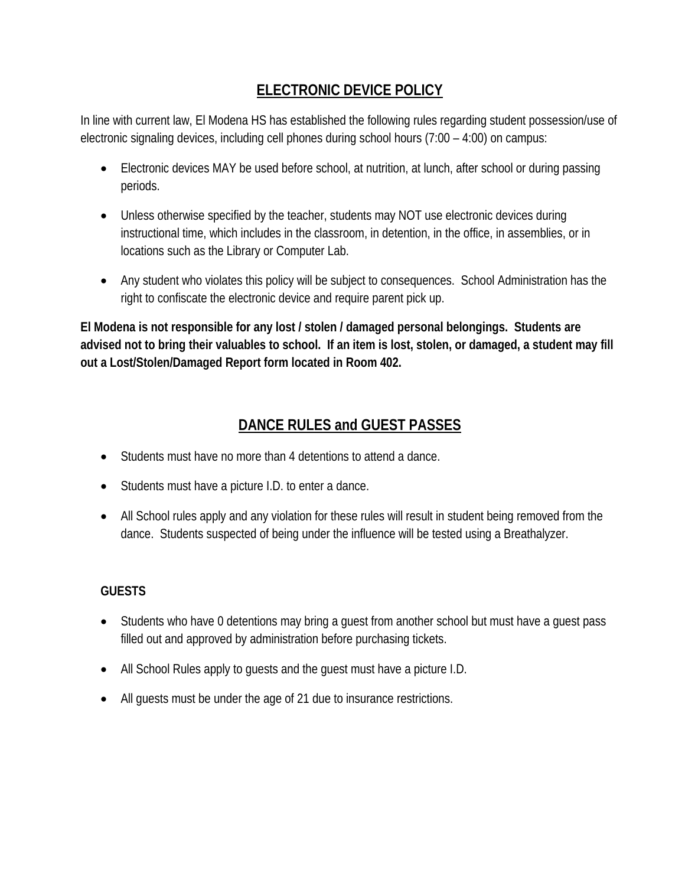## ELECTRONIC DEVICE POLICY

In line with current law, El Modena HS has established the following rules regarding student possession/use of electronic signaling devices, including cell phones during school hours (7:00 – 4:00) on campus:

- Electronic devices MAY be used before school, at nutrition, at lunch, after school or during passing periods.
- Unless otherwise specified by the teacher, students may NOT use electronic devices during instructional time, which includes in the classroom, in detention, in the office, in assemblies, or in locations such as the Library or Computer Lab.
- Any student who violates this policy will be subject to consequences. School Administration has the right to confiscate the electronic device and require parent pick up.

**El Modena is not responsible for any lost / stolen / damaged personal belongings. Students are advised not to bring their valuables to school. If an item is lost, stolen, or damaged, a student may fill out a Lost/Stolen/Damaged Report form located in Room 402.**

## DANCE RULES and GUEST PASSES

- Students must have no more than 4 detentions to attend a dance.
- Students must have a picture I.D. to enter a dance.
- All School rules apply and any violation for these rules will result in student being removed from the dance. Students suspected of being under the influence will be tested using a Breathalyzer.

**GUESTS**

- Students who have 0 detentions may bring a guest from another school but must have a guest pass filled out and approved by administration before purchasing tickets.
- All School Rules apply to guests and the guest must have a picture I.D.
- All guests must be under the age of 21 due to insurance restrictions.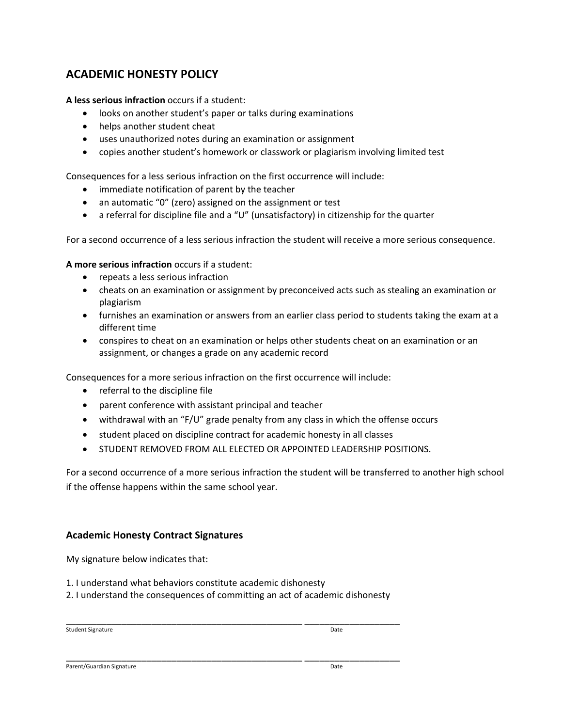## ACADEMIC HONESTY POLICY

**A less serious infraction** occurs if a student:

- looks on another student's paper or talks during examinations
- helps another student cheat
- uses unauthorized notes during an examination or assignment
- copies another student's homework or classwork or plagiarism involving limited test

Consequences for a less serious infraction on the first occurrence will include:

- immediate notification of parent by the teacher
- an automatic "0" (zero) assigned on the assignment or test
- a referral for discipline file and a "U" (unsatisfactory) in citizenship for the quarter

For a second occurrence of a less serious infraction the student will receive a more serious consequence.

**A more serious infraction** occurs if a student:

- repeats a less serious infraction
- cheats on an examination or assignment by preconceived acts such as stealing an examination or plagiarism
- furnishes an examination or answers from an earlier class period to students taking the exam at a different time
- conspires to cheat on an examination or helps other students cheat on an examination or an assignment, or changes a grade on any academic record

Consequences for a more serious infraction on the first occurrence will include:

- referral to the discipline file
- parent conference with assistant principal and teacher
- withdrawal with an "F/U" grade penalty from any class in which the offense occurs
- student placed on discipline contract for academic honesty in all classes
- STUDENT REMOVED FROM ALL ELECTED OR APPOINTED LEADERSHIP POSITIONS.

For a second occurrence of a more serious infraction the student will be transferred to another high school if the offense happens within the same school year.

### Academic Honesty Contract Signatures

My signature below indicates that:

1. I understand what behaviors constitute academic dishonesty
2. I understand the consequences of committing an act of academic dishonesty

_______________________________________________ ____________________

Student Signature Date

_______________________________________________ ____________________

Parent/Guardian Signature Date